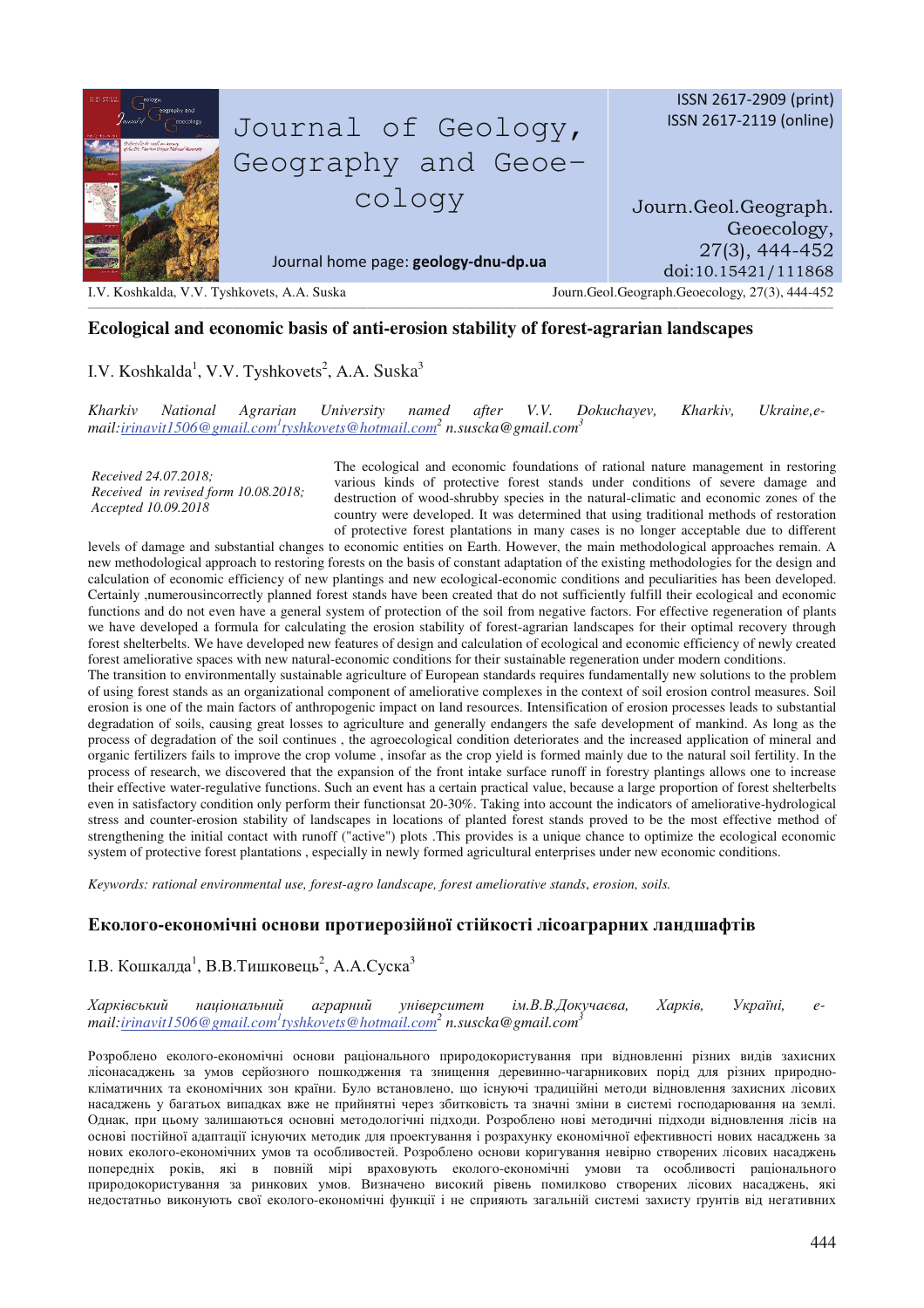# Ecological and economic basis of anti-erosion stability of forest-agrarian landscapes

I.V. Koshkalda[1], V.V. Tyshkovets[2], A.A. Suska[3]

*Kharkiv National Agrarian University named after V.V. Dokuchayev, Kharkiv, Ukraine,e-mail:irinavit1506@gmail.com[1]tyshkovets@hotmail.com[2] n.suscka@gmail.com[3]*

*Received 24.07.2018;*
*Received in revised form 10.08.2018;*
*Accepted 10.09.2018*

The ecological and economic foundations of rational nature management in restoring various kinds of protective forest stands under conditions of severe damage and destruction of wood-shrubby species in the natural-climatic and economic zones of the country were developed. It was determined that using traditional methods of restoration of protective forest plantations in many cases is no longer acceptable due to different levels of damage and substantial changes to economic entities on Earth. However, the main methodological approaches remain. A new methodological approach to restoring forests on the basis of constant adaptation of the existing methodologies for the design and calculation of economic efficiency of new plantings and new ecological-economic conditions and peculiarities has been developed. Certainly ,numerousincorrectly planned forest stands have been created that do not sufficiently fulfill their ecological and economic functions and do not even have a general system of protection of the soil from negative factors. For effective regeneration of plants we have developed a formula for calculating the erosion stability of forest-agrarian landscapes for their optimal recovery through forest shelterbelts. We have developed new features of design and calculation of ecological and economic efficiency of newly created forest ameliorative spaces with new natural-economic conditions for their sustainable regeneration under modern conditions.
The transition to environmentally sustainable agriculture of European standards requires fundamentally new solutions to the problem of using forest stands as an organizational component of ameliorative complexes in the context of soil erosion control measures. Soil erosion is one of the main factors of anthropogenic impact on land resources. Intensification of erosion processes leads to substantial degradation of soils, causing great losses to agriculture and generally endangers the safe development of mankind. As long as the process of degradation of the soil continues , the agroecological condition deteriorates and the increased application of mineral and organic fertilizers fails to improve the crop volume , insofar as the crop yield is formed mainly due to the natural soil fertility. In the process of research, we discovered that the expansion of the front intake surface runoff in forestry plantings allows one to increase their effective water-regulative functions. Such an event has a certain practical value, because a large proportion of forest shelterbelts even in satisfactory condition only perform their functionsat 20-30%. Taking into account the indicators of ameliorative-hydrological stress and counter-erosion stability of landscapes in locations of planted forest stands proved to be the most effective method of strengthening the initial contact with runoff ("active") plots .This provides is a unique chance to optimize the ecological economic system of protective forest plantations , especially in newly formed agricultural enterprises under new economic conditions.

*Keywords: rational environmental use, forest-agro landscape, forest ameliorative stands, erosion, soils.*

# Еколого-економічні основи протиерозійної стійкості лісоаграрних ландшафтів

І.В. Кошкалда[1], В.В.Тишковець[2], А.А.Суска[3]

*Харківський національний аграрний університет ім.В.В.Докучаєва, Харків, Україні, e-mail:irinavit1506@gmail.com[1]tyshkovets@hotmail.com[2] n.suscka@gmail.com[3]*

Розроблено еколого-економічні основи раціонального природокористування при відновленні різних видів захисних лісонасаджень за умов серйозного пошкодження та знищення деревинно-чагарникових порід для різних природно-кліматичних та економічних зон країни. Було встановлено, що існуючі традиційні методи відновлення захисних лісових насаджень у багатьох випадках вже не прийнятні через збитковість та значні зміни в системі господарювання на землі. Однак, при цьому залишаються основні методологічні підходи. Розроблено нові методичні підходи відновлення лісів на основі постійної адаптації існуючих методик для проектування і розрахунку економічної ефективності нових насаджень за нових еколого-економічних умов та особливостей. Розроблено основи коригування невірно створених лісових насаджень попередніх років, які в повній мірі враховують еколого-економічні умови та особливості раціонального природокористування за ринкових умов. Визначено високий рівень помилково створених лісових насаджень, які недостатньо виконують свої еколого-економічні функції і не сприяють загальній системі захисту ґрунтів від негативних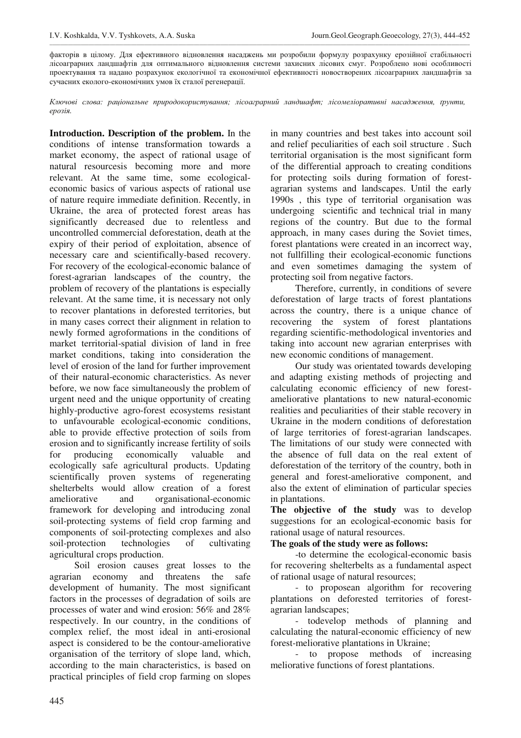факторів в цілому. Для ефективного відновлення насаджень ми розробили формулу розрахунку ерозійної стабільності лісоаграрних ландшафтів для оптимального відновлення системи захисних лісових смуг. Розроблено нові особливості проектування та надано розрахунок екологічної та економічної ефективності новостворених лісоаграрних ландшафтів за сучасних еколого-економічних умов їх сталої регенерації.

*Ключові слова: раціональне природокористування; лісоаграрний ландшафт; лісомеліоративні насадження, ґрунти, ерозія.*

**Introduction. Description of the problem.** In the conditions of intense transformation towards a market economy, the aspect of rational usage of natural resourcesis becoming more and more relevant. At the same time, some ecological-economic basics of various aspects of rational use of nature require immediate definition. Recently, in Ukraine, the area of protected forest areas has significantly decreased due to relentless and uncontrolled commercial deforestation, death at the expiry of their period of exploitation, absence of necessary care and scientifically-based recovery. For recovery of the ecological-economic balance of forest-agrarian landscapes of the country, the problem of recovery of the plantations is especially relevant. At the same time, it is necessary not only to recover plantations in deforested territories, but in many cases correct their alignment in relation to newly formed agroformations in the conditions of market territorial-spatial division of land in free market conditions, taking into consideration the level of erosion of the land for further improvement of their natural-economic characteristics. As never before, we now face simultaneously the problem of urgent need and the unique opportunity of creating highly-productive agro-forest ecosystems resistant to unfavourable ecological-economic conditions, able to provide effective protection of soils from erosion and to significantly increase fertility of soils for producing economically valuable and ecologically safe agricultural products. Updating scientifically proven systems of regenerating shelterbelts would allow creation of a forest ameliorative and organisational-economic framework for developing and introducing zonal soil-protecting systems of field crop farming and components of soil-protecting complexes and also soil-protection technologies of cultivating agricultural crops production.

Soil erosion causes great losses to the agrarian economy and threatens the safe development of humanity. The most significant factors in the processes of degradation of soils are processes of water and wind erosion: 56% and 28% respectively. In our country, in the conditions of complex relief, the most ideal in anti-erosional aspect is considered to be the contour-ameliorative organisation of the territory of slope land, which, according to the main characteristics, is based on practical principles of field crop farming on slopes in many countries and best takes into account soil and relief peculiarities of each soil structure . Such territorial organisation is the most significant form of the differential approach to creating conditions for protecting soils during formation of forest-agrarian systems and landscapes. Until the early 1990s , this type of territorial organisation was undergoing scientific and technical trial in many regions of the country. But due to the formal approach, in many cases during the Soviet times, forest plantations were created in an incorrect way, not fullfilling their ecological-economic functions and even sometimes damaging the system of protecting soil from negative factors.

Therefore, currently, in conditions of severe deforestation of large tracts of forest plantations across the country, there is a unique chance of recovering the system of forest plantations regarding scientific-methodological inventories and taking into account new agrarian enterprises with new economic conditions of management.

Our study was orientated towards developing and adapting existing methods of projecting and calculating economic efficiency of new forest-ameliorative plantations to new natural-economic realities and peculiarities of their stable recovery in Ukraine in the modern conditions of deforestation of large territories of forest-agrarian landscapes. The limitations of our study were connected with the absence of full data on the real extent of deforestation of the territory of the country, both in general and forest-ameliorative component, and also the extent of elimination of particular species in plantations.

**The objective of the study** was to develop suggestions for an ecological-economic basis for rational usage of natural resources.

**The goals of the study were as follows:**

-to determine the ecological-economic basis for recovering shelterbelts as a fundamental aspect of rational usage of natural resources;

- to proposean algorithm for recovering plantations on deforested territories of forest-agrarian landscapes;

- todevelop methods of planning and calculating the natural-economic efficiency of new forest-meliorative plantations in Ukraine;

- to propose methods of increasing meliorative functions of forest plantations.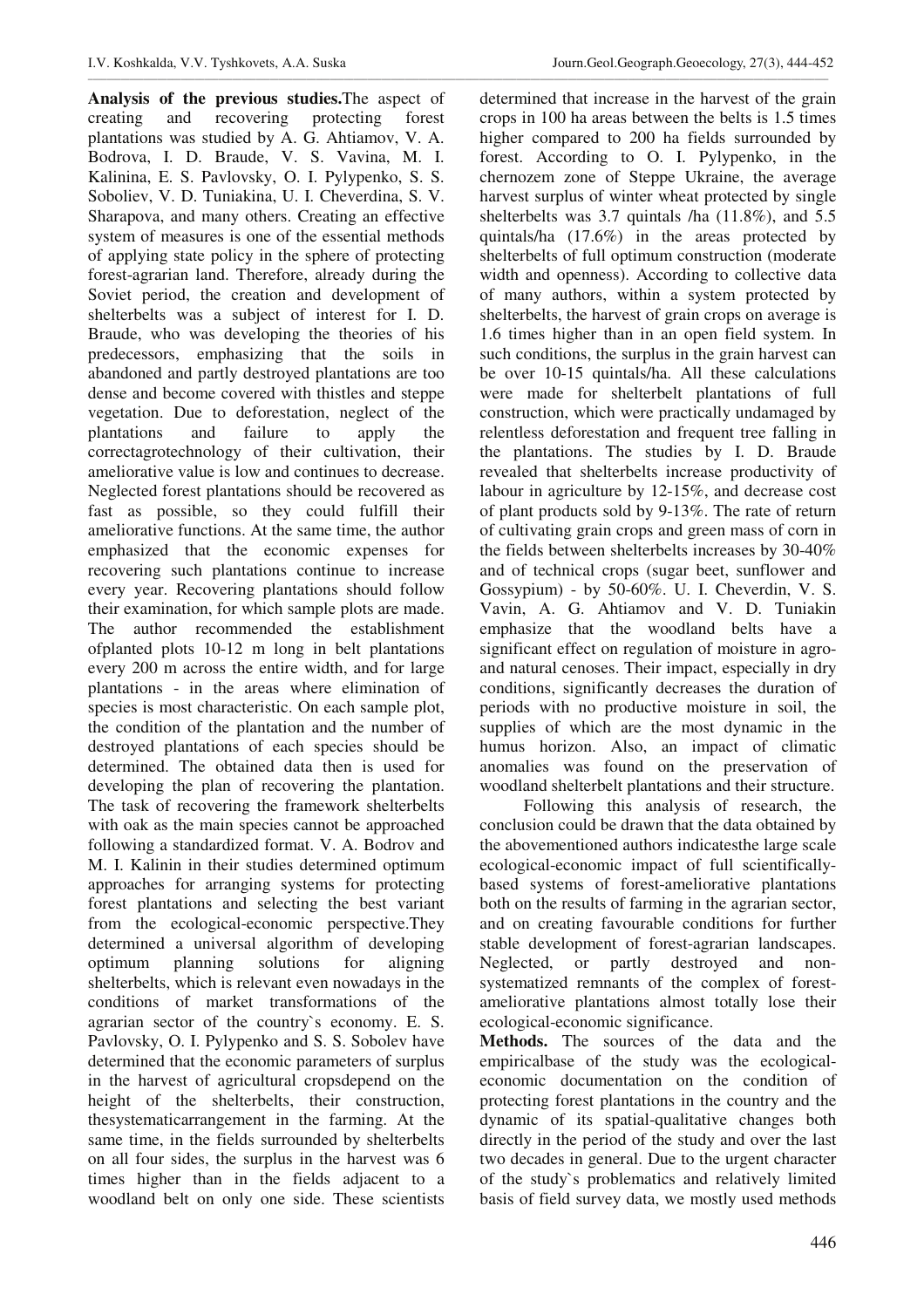**Analysis of the previous studies.**The aspect of creating and recovering protecting forest plantations was studied by A. G. Ahtiamov, V. A. Bodrova, I. D. Braude, V. S. Vavina, M. I. Kalinina, E. S. Pavlovsky, O. I. Pylypenko, S. S. Soboliev, V. D. Tuniakina, U. I. Cheverdina, S. V. Sharapova, and many others. Creating an effective system of measures is one of the essential methods of applying state policy in the sphere of protecting forest-agrarian land. Therefore, already during the Soviet period, the creation and development of shelterbelts was a subject of interest for I. D. Braude, who was developing the theories of his predecessors, emphasizing that the soils in abandoned and partly destroyed plantations are too dense and become covered with thistles and steppe vegetation. Due to deforestation, neglect of the plantations and failure to apply the correctagrotechnology of their cultivation, their ameliorative value is low and continues to decrease. Neglected forest plantations should be recovered as fast as possible, so they could fulfill their ameliorative functions. At the same time, the author emphasized that the economic expenses for recovering such plantations continue to increase every year. Recovering plantations should follow their examination, for which sample plots are made. The author recommended the establishment ofplanted plots 10-12 m long in belt plantations every 200 m across the entire width, and for large plantations - in the areas where elimination of species is most characteristic. On each sample plot, the condition of the plantation and the number of destroyed plantations of each species should be determined. The obtained data then is used for developing the plan of recovering the plantation. The task of recovering the framework shelterbelts with oak as the main species cannot be approached following a standardized format. V. A. Bodrov and M. I. Kalinin in their studies determined optimum approaches for arranging systems for protecting forest plantations and selecting the best variant from the ecological-economic perspective.They determined a universal algorithm of developing optimum planning solutions for aligning shelterbelts, which is relevant even nowadays in the conditions of market transformations of the agrarian sector of the country`s economy. E. S. Pavlovsky, O. I. Pylypenko and S. S. Sobolev have determined that the economic parameters of surplus in the harvest of agricultural cropsdepend on the height of the shelterbelts, their construction, thesystematicarrangement in the farming. At the same time, in the fields surrounded by shelterbelts on all four sides, the surplus in the harvest was 6 times higher than in the fields adjacent to a woodland belt on only one side. These scientists determined that increase in the harvest of the grain crops in 100 ha areas between the belts is 1.5 times higher compared to 200 ha fields surrounded by forest. According to O. I. Pylypenko, in the chernozem zone of Steppe Ukraine, the average harvest surplus of winter wheat protected by single shelterbelts was 3.7 quintals /ha (11.8%), and 5.5 quintals/ha (17.6%) in the areas protected by shelterbelts of full optimum construction (moderate width and openness). According to collective data of many authors, within a system protected by shelterbelts, the harvest of grain crops on average is 1.6 times higher than in an open field system. In such conditions, the surplus in the grain harvest can be over 10-15 quintals/ha. All these calculations were made for shelterbelt plantations of full construction, which were practically undamaged by relentless deforestation and frequent tree falling in the plantations. The studies by I. D. Braude revealed that shelterbelts increase productivity of labour in agriculture by 12-15%, and decrease cost of plant products sold by 9-13%. The rate of return of cultivating grain crops and green mass of corn in the fields between shelterbelts increases by 30-40% and of technical crops (sugar beet, sunflower and Gossypium) - by 50-60%. U. I. Cheverdin, V. S. Vavin, A. G. Ahtiamov and V. D. Tuniakin emphasize that the woodland belts have a significant effect on regulation of moisture in agro- and natural cenoses. Their impact, especially in dry conditions, significantly decreases the duration of periods with no productive moisture in soil, the supplies of which are the most dynamic in the humus horizon. Also, an impact of climatic anomalies was found on the preservation of woodland shelterbelt plantations and their structure.

Following this analysis of research, the conclusion could be drawn that the data obtained by the abovementioned authors indicatesthe large scale ecological-economic impact of full scientifically-based systems of forest-ameliorative plantations both on the results of farming in the agrarian sector, and on creating favourable conditions for further stable development of forest-agrarian landscapes. Neglected, or partly destroyed and non-systematized remnants of the complex of forest-ameliorative plantations almost totally lose their ecological-economic significance.

**Methods.** The sources of the data and the empiricalbase of the study was the ecological-economic documentation on the condition of protecting forest plantations in the country and the dynamic of its spatial-qualitative changes both directly in the period of the study and over the last two decades in general. Due to the urgent character of the study`s problematics and relatively limited basis of field survey data, we mostly used methods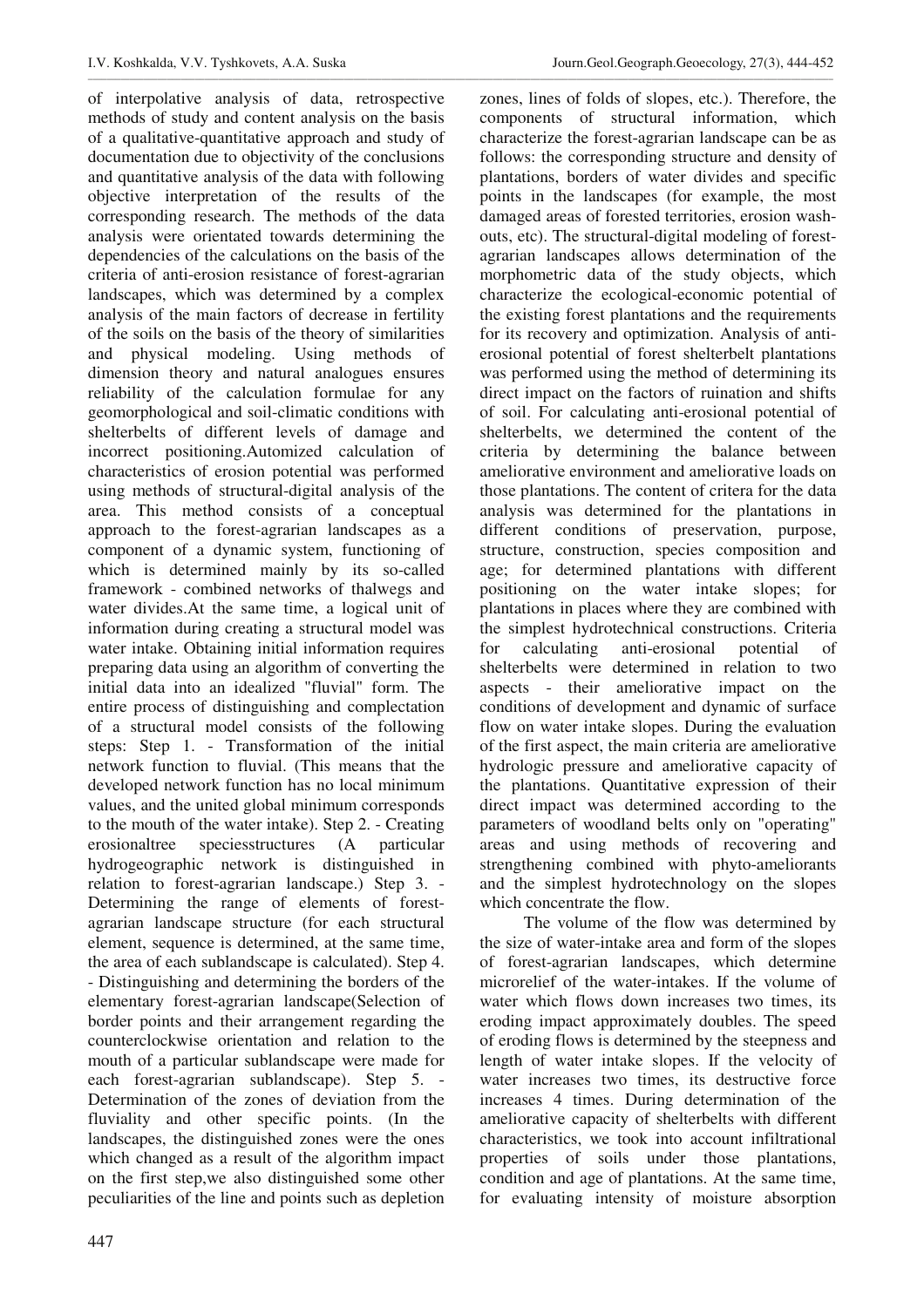of interpolative analysis of data, retrospective methods of study and content analysis on the basis of a qualitative-quantitative approach and study of documentation due to objectivity of the conclusions and quantitative analysis of the data with following objective interpretation of the results of the corresponding research. The methods of the data analysis were orientated towards determining the dependencies of the calculations on the basis of the criteria of anti-erosion resistance of forest-agrarian landscapes, which was determined by a complex analysis of the main factors of decrease in fertility of the soils on the basis of the theory of similarities and physical modeling. Using methods of dimension theory and natural analogues ensures reliability of the calculation formulae for any geomorphological and soil-climatic conditions with shelterbelts of different levels of damage and incorrect positioning.Automized calculation of characteristics of erosion potential was performed using methods of structural-digital analysis of the area. This method consists of a conceptual approach to the forest-agrarian landscapes as a component of a dynamic system, functioning of which is determined mainly by its so-called framework - combined networks of thalwegs and water divides.At the same time, a logical unit of information during creating a structural model was water intake. Obtaining initial information requires preparing data using an algorithm of converting the initial data into an idealized "fluvial" form. The entire process of distinguishing and complectation of a structural model consists of the following steps: Step 1. - Transformation of the initial network function to fluvial. (This means that the developed network function has no local minimum values, and the united global minimum corresponds to the mouth of the water intake). Step 2. - Creating erosionaltree speciesstructures (A particular hydrogeographic network is distinguished in relation to forest-agrarian landscape.) Step 3. - Determining the range of elements of forest-agrarian landscape structure (for each structural element, sequence is determined, at the same time, the area of each sublandscape is calculated). Step 4. - Distinguishing and determining the borders of the elementary forest-agrarian landscape(Selection of border points and their arrangement regarding the counterclockwise orientation and relation to the mouth of a particular sublandscape were made for each forest-agrarian sublandscape). Step 5. - Determination of the zones of deviation from the fluviality and other specific points. (In the landscapes, the distinguished zones were the ones which changed as a result of the algorithm impact on the first step,we also distinguished some other peculiarities of the line and points such as depletion zones, lines of folds of slopes, etc.). Therefore, the components of structural information, which characterize the forest-agrarian landscape can be as follows: the corresponding structure and density of plantations, borders of water divides and specific points in the landscapes (for example, the most damaged areas of forested territories, erosion wash-outs, etc). The structural-digital modeling of forest-agrarian landscapes allows determination of the morphometric data of the study objects, which characterize the ecological-economic potential of the existing forest plantations and the requirements for its recovery and optimization. Analysis of anti-erosional potential of forest shelterbelt plantations was performed using the method of determining its direct impact on the factors of ruination and shifts of soil. For calculating anti-erosional potential of shelterbelts, we determined the content of the criteria by determining the balance between ameliorative environment and ameliorative loads on those plantations. The content of critera for the data analysis was determined for the plantations in different conditions of preservation, purpose, structure, construction, species composition and age; for determined plantations with different positioning on the water intake slopes; for plantations in places where they are combined with the simplest hydrotechnical constructions. Criteria for calculating anti-erosional potential of shelterbelts were determined in relation to two aspects - their ameliorative impact on the conditions of development and dynamic of surface flow on water intake slopes. During the evaluation of the first aspect, the main criteria are ameliorative hydrologic pressure and ameliorative capacity of the plantations. Quantitative expression of their direct impact was determined according to the parameters of woodland belts only on "operating" areas and using methods of recovering and strengthening combined with phyto-ameliorants and the simplest hydrotechnology on the slopes which concentrate the flow.

The volume of the flow was determined by the size of water-intake area and form of the slopes of forest-agrarian landscapes, which determine microrelief of the water-intakes. If the volume of water which flows down increases two times, its eroding impact approximately doubles. The speed of eroding flows is determined by the steepness and length of water intake slopes. If the velocity of water increases two times, its destructive force increases 4 times. During determination of the ameliorative capacity of shelterbelts with different characteristics, we took into account infiltrational properties of soils under those plantations, condition and age of plantations. At the same time, for evaluating intensity of moisture absorption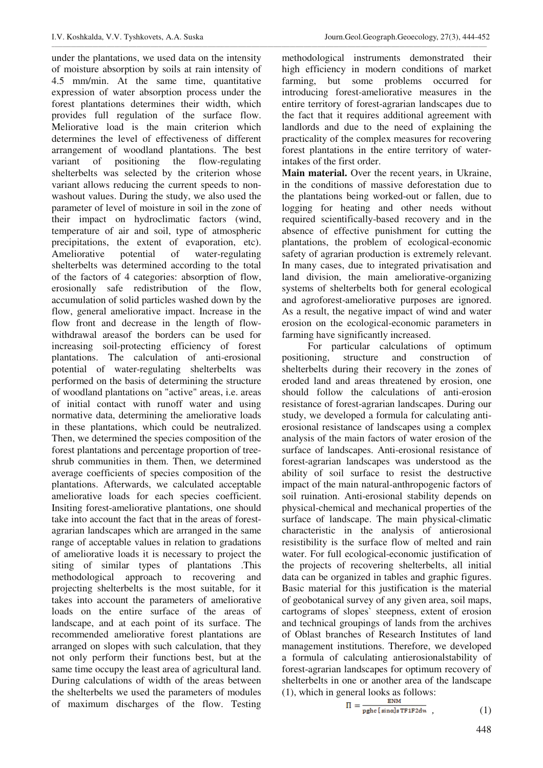under the plantations, we used data on the intensity of moisture absorption by soils at rain intensity of 4.5 mm/min. At the same time, quantitative expression of water absorption process under the forest plantations determines their width, which provides full regulation of the surface flow. Meliorative load is the main criterion which determines the level of effectiveness of different arrangement of woodland plantations. The best variant of positioning the flow-regulating shelterbelts was selected by the criterion whose variant allows reducing the current speeds to non-washout values. During the study, we also used the parameter of level of moisture in soil in the zone of their impact on hydroclimatic factors (wind, temperature of air and soil, type of atmospheric precipitations, the extent of evaporation, etc). Ameliorative potential of water-regulating shelterbelts was determined according to the total of the factors of 4 categories: absorption of flow, erosionally safe redistribution of the flow, accumulation of solid particles washed down by the flow, general ameliorative impact. Increase in the flow front and decrease in the length of flow-withdrawal areasof the borders can be used for increasing soil-protecting efficiency of forest plantations. The calculation of anti-erosional potential of water-regulating shelterbelts was performed on the basis of determining the structure of woodland plantations on "active" areas, i.e. areas of initial contact with runoff water and using normative data, determining the ameliorative loads in these plantations, which could be neutralized. Then, we determined the species composition of the forest plantations and percentage proportion of tree-shrub communities in them. Then, we determined average coefficients of species composition of the plantations. Afterwards, we calculated acceptable ameliorative loads for each species coefficient. Insiting forest-ameliorative plantations, one should take into account the fact that in the areas of forest-agrarian landscapes which are arranged in the same range of acceptable values in relation to gradations of ameliorative loads it is necessary to project the siting of similar types of plantations .This methodological approach to recovering and projecting shelterbelts is the most suitable, for it takes into account the parameters of ameliorative loads on the entire surface of the areas of landscape, and at each point of its surface. The recommended ameliorative forest plantations are arranged on slopes with such calculation, that they not only perform their functions best, but at the same time occupy the least area of agricultural land. During calculations of width of the areas between the shelterbelts we used the parameters of modules of maximum discharges of the flow. Testing methodological instruments demonstrated their high efficiency in modern conditions of market farming, but some problems occurred for introducing forest-ameliorative measures in the entire territory of forest-agrarian landscapes due to the fact that it requires additional agreement with landlords and due to the need of explaining the practicality of the complex measures for recovering forest plantations in the entire territory of water-intakes of the first order.

**Main material.** Over the recent years, in Ukraine, in the conditions of massive deforestation due to the plantations being worked-out or fallen, due to logging for heating and other needs without required scientifically-based recovery and in the absence of effective punishment for cutting the plantations, the problem of ecological-economic safety of agrarian production is extremely relevant. In many cases, due to integrated privatisation and land division, the main ameliorative-organizing systems of shelterbelts both for general ecological and agroforest-ameliorative purposes are ignored. As a result, the negative impact of wind and water erosion on the ecological-economic parameters in farming have significantly increased.

For particular calculations of optimum positioning, structure and construction of shelterbelts during their recovery in the zones of eroded land and areas threatened by erosion, one should follow the calculations of anti-erosion resistance of forest-agrarian landscapes. During our study, we developed a formula for calculating anti-erosional resistance of landscapes using a complex analysis of the main factors of water erosion of the surface of landscapes. Anti-erosional resistance of forest-agrarian landscapes was understood as the ability of soil surface to resist the destructive impact of the main natural-anthropogenic factors of soil ruination. Anti-erosional stability depends on physical-chemical and mechanical properties of the surface of landscape. The main physical-climatic characteristic in the analysis of antierosional resistibility is the surface flow of melted and rain water. For full ecological-economic justification of the projects of recovering shelterbelts, all initial data can be organized in tables and graphic figures. Basic material for this justification is the material of geobotanical survey of any given area, soil maps, cartograms of slopes` steepness, extent of erosion and technical groupings of lands from the archives of Oblast branches of Research Institutes of land management institutions. Therefore, we developed a formula of calculating antierosionalstability of forest-agrarian landscapes for optimum recovery of shelterbelts in one or another area of the landscape (1), which in general looks as follows:

$$\Pi = \frac{ENM}{pghc\,[\sin\alpha]\,s\,TF1F2dw}, \qquad (1)$$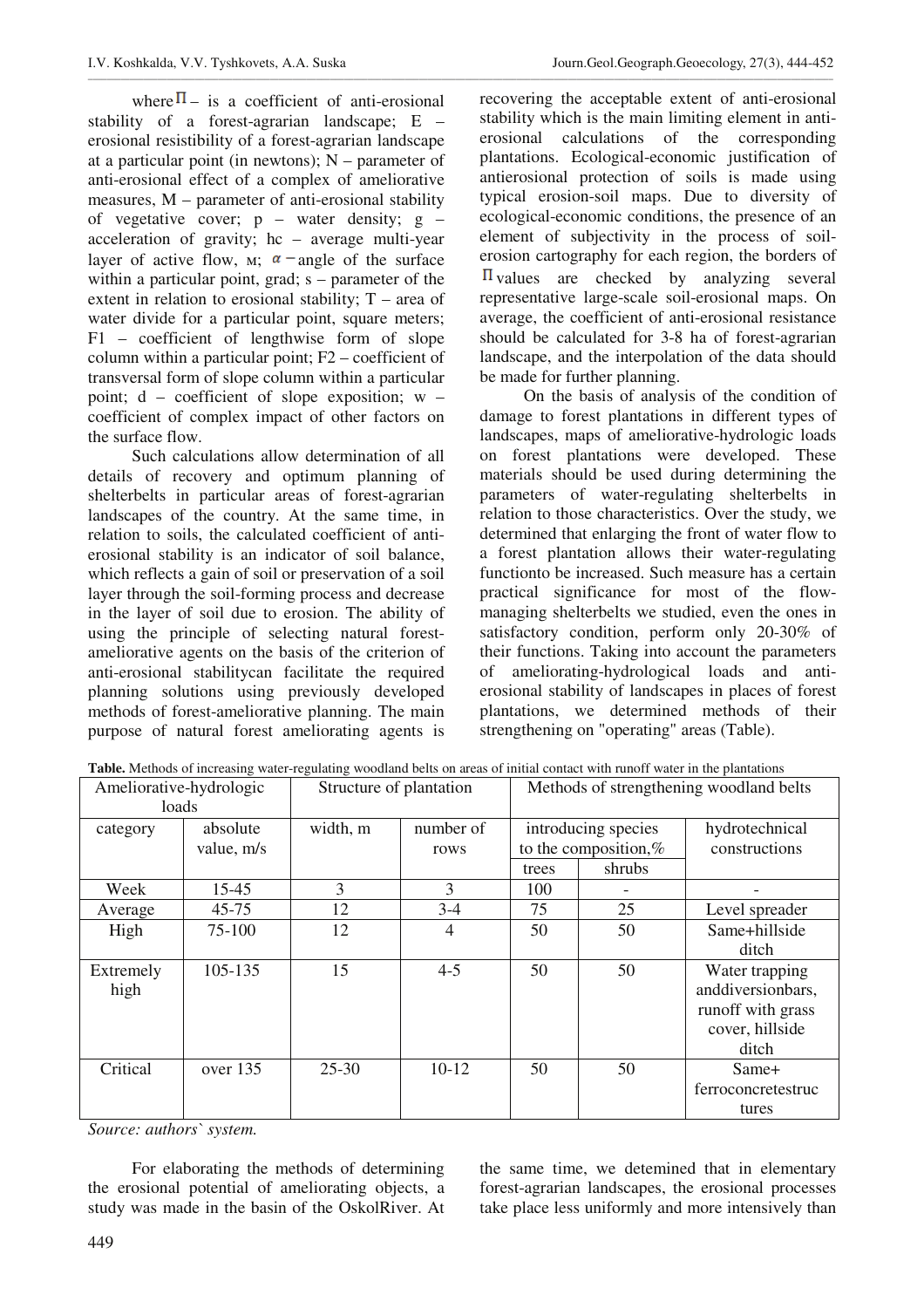where $\Pi$ – is a coefficient of anti-erosional stability of a forest-agrarian landscape; E – erosional resistibility of a forest-agrarian landscape at a particular point (in newtons); N – parameter of anti-erosional effect of a complex of ameliorative measures, M – parameter of anti-erosional stability of vegetative cover; p – water density; g – acceleration of gravity; hc – average multi-year layer of active flow, м; $\alpha$ – angle of the surface within a particular point, grad; s – parameter of the extent in relation to erosional stability; T – area of water divide for a particular point, square meters; F1 – coefficient of lengthwise form of slope column within a particular point; F2 – coefficient of transversal form of slope column within a particular point; d – coefficient of slope exposition; w – coefficient of complex impact of other factors on the surface flow.

Such calculations allow determination of all details of recovery and optimum planning of shelterbelts in particular areas of forest-agrarian landscapes of the country. At the same time, in relation to soils, the calculated coefficient of anti-erosional stability is an indicator of soil balance, which reflects a gain of soil or preservation of a soil layer through the soil-forming process and decrease in the layer of soil due to erosion. The ability of using the principle of selecting natural forest-ameliorative agents on the basis of the criterion of anti-erosional stabilitycan facilitate the required planning solutions using previously developed methods of forest-ameliorative planning. The main purpose of natural forest ameliorating agents is recovering the acceptable extent of anti-erosional stability which is the main limiting element in anti-erosional calculations of the corresponding plantations. Ecological-economic justification of antierosional protection of soils is made using typical erosion-soil maps. Due to diversity of ecological-economic conditions, the presence of an element of subjectivity in the process of soil-erosion cartography for each region, the borders of $\Pi$ values are checked by analyzing several representative large-scale soil-erosional maps. On average, the coefficient of anti-erosional resistance should be calculated for 3-8 ha of forest-agrarian landscape, and the interpolation of the data should be made for further planning.

On the basis of analysis of the condition of damage to forest plantations in different types of landscapes, maps of ameliorative-hydrologic loads on forest plantations were developed. These materials should be used during determining the parameters of water-regulating shelterbelts in relation to those characteristics. Over the study, we determined that enlarging the front of water flow to a forest plantation allows their water-regulating functionto be increased. Such measure has a certain practical significance for most of the flow-managing shelterbelts we studied, even the ones in satisfactory condition, perform only 20-30% of their functions. Taking into account the parameters of ameliorating-hydrological loads and anti-erosional stability of landscapes in places of forest plantations, we determined methods of their strengthening on "operating" areas (Table).

**Table.** Methods of increasing water-regulating woodland belts on areas of initial contact with runoff water in the plantations

| Ameliorative-hydrologic loads | | Structure of plantation | | Methods of strengthening woodland belts | | |
|---|---|---|---|---|---|---|
| category | absolute value, m/s | width, m | number of rows | introducing species to the composition,% | | hydrotechnical constructions |
| | | | | trees | shrubs | |
| Week | 15-45 | 3 | 3 | 100 | - | - |
| Average | 45-75 | 12 | 3-4 | 75 | 25 | Level spreader |
| High | 75-100 | 12 | 4 | 50 | 50 | Same+hillside ditch |
| Extremely high | 105-135 | 15 | 4-5 | 50 | 50 | Water trapping anddiversionbars, runoff with grass cover, hillside ditch |
| Critical | over 135 | 25-30 | 10-12 | 50 | 50 | Same+ ferroconcretestructures |

*Source: authors` system.*

For elaborating the methods of determining the erosional potential of ameliorating objects, a study was made in the basin of the OskolRiver. At the same time, we detemined that in elementary forest-agrarian landscapes, the erosional processes take place less uniformly and more intensively than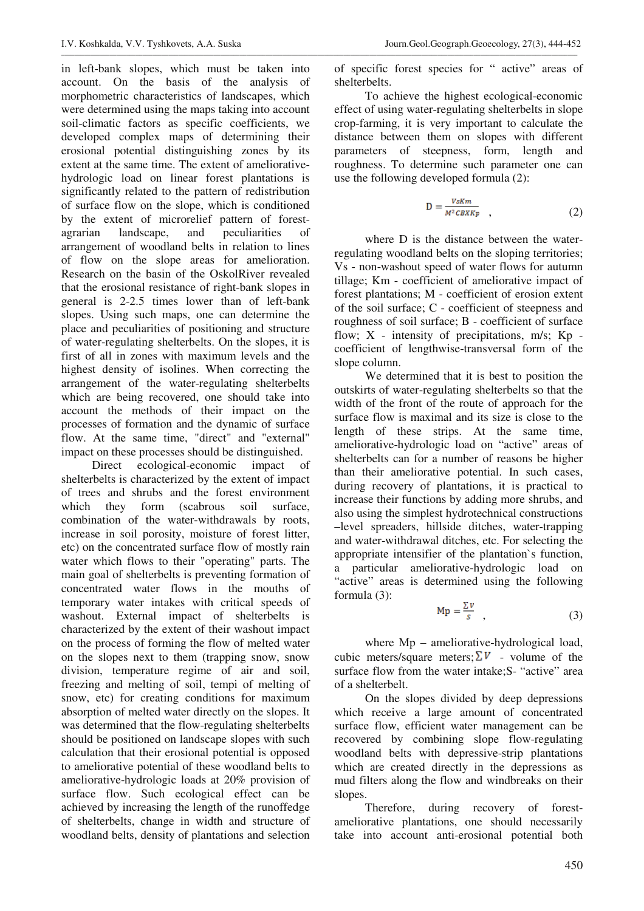in left-bank slopes, which must be taken into account. On the basis of the analysis of morphometric characteristics of landscapes, which were determined using the maps taking into account soil-climatic factors as specific coefficients, we developed complex maps of determining their erosional potential distinguishing zones by its extent at the same time. The extent of ameliorative-hydrologic load on linear forest plantations is significantly related to the pattern of redistribution of surface flow on the slope, which is conditioned by the extent of microrelief pattern of forest-agrarian landscape, and peculiarities of arrangement of woodland belts in relation to lines of flow on the slope areas for amelioration. Research on the basin of the OskolRiver revealed that the erosional resistance of right-bank slopes in general is 2-2.5 times lower than of left-bank slopes. Using such maps, one can determine the place and peculiarities of positioning and structure of water-regulating shelterbelts. On the slopes, it is first of all in zones with maximum levels and the highest density of isolines. When correcting the arrangement of the water-regulating shelterbelts which are being recovered, one should take into account the methods of their impact on the processes of formation and the dynamic of surface flow. At the same time, "direct" and "external" impact on these processes should be distinguished.

Direct ecological-economic impact of shelterbelts is characterized by the extent of impact of trees and shrubs and the forest environment which they form (scabrous soil surface, combination of the water-withdrawals by roots, increase in soil porosity, moisture of forest litter, etc) on the concentrated surface flow of mostly rain water which flows to their "operating" parts. The main goal of shelterbelts is preventing formation of concentrated water flows in the mouths of temporary water intakes with critical speeds of washout. External impact of shelterbelts is characterized by the extent of their washout impact on the process of forming the flow of melted water on the slopes next to them (trapping snow, snow division, temperature regime of air and soil, freezing and melting of soil, tempi of melting of snow, etc) for creating conditions for maximum absorption of melted water directly on the slopes. It was determined that the flow-regulating shelterbelts should be positioned on landscape slopes with such calculation that their erosional potential is opposed to ameliorative potential of these woodland belts to ameliorative-hydrologic loads at 20% provision of surface flow. Such ecological effect can be achieved by increasing the length of the runoffedge of shelterbelts, change in width and structure of woodland belts, density of plantations and selection of specific forest species for " active" areas of shelterbelts.

To achieve the highest ecological-economic effect of using water-regulating shelterbelts in slope crop-farming, it is very important to calculate the distance between them on slopes with different parameters of steepness, form, length and roughness. To determine such parameter one can use the following developed formula (2):

$$D = \frac{VsKm}{M^2CBXKp} \quad , \tag{2}$$

where D is the distance between the water-regulating woodland belts on the sloping territories; Vs - non-washout speed of water flows for autumn tillage; Km - coefficient of ameliorative impact of forest plantations; M - coefficient of erosion extent of the soil surface; C - coefficient of steepness and roughness of soil surface; B - coefficient of surface flow; X - intensity of precipitations, m/s; Kp - coefficient of lengthwise-transversal form of the slope column.

We determined that it is best to position the outskirts of water-regulating shelterbelts so that the width of the front of the route of approach for the surface flow is maximal and its size is close to the length of these strips. At the same time, ameliorative-hydrologic load on "active" areas of shelterbelts can for a number of reasons be higher than their ameliorative potential. In such cases, during recovery of plantations, it is practical to increase their functions by adding more shrubs, and also using the simplest hydrotechnical constructions –level spreaders, hillside ditches, water-trapping and water-withdrawal ditches, etc. For selecting the appropriate intensifier of the plantation`s function, a particular ameliorative-hydrologic load on "active" areas is determined using the following formula (3):

$$Mp = \frac{\Sigma v}{s} \quad , \tag{3}$$

where Mp – ameliorative-hydrological load, cubic meters/square meters; $\Sigma V$ - volume of the surface flow from the water intake;S- "active" area of a shelterbelt.

On the slopes divided by deep depressions which receive a large amount of concentrated surface flow, efficient water management can be recovered by combining slope flow-regulating woodland belts with depressive-strip plantations which are created directly in the depressions as mud filters along the flow and windbreaks on their slopes.

Therefore, during recovery of forest-ameliorative plantations, one should necessarily take into account anti-erosional potential both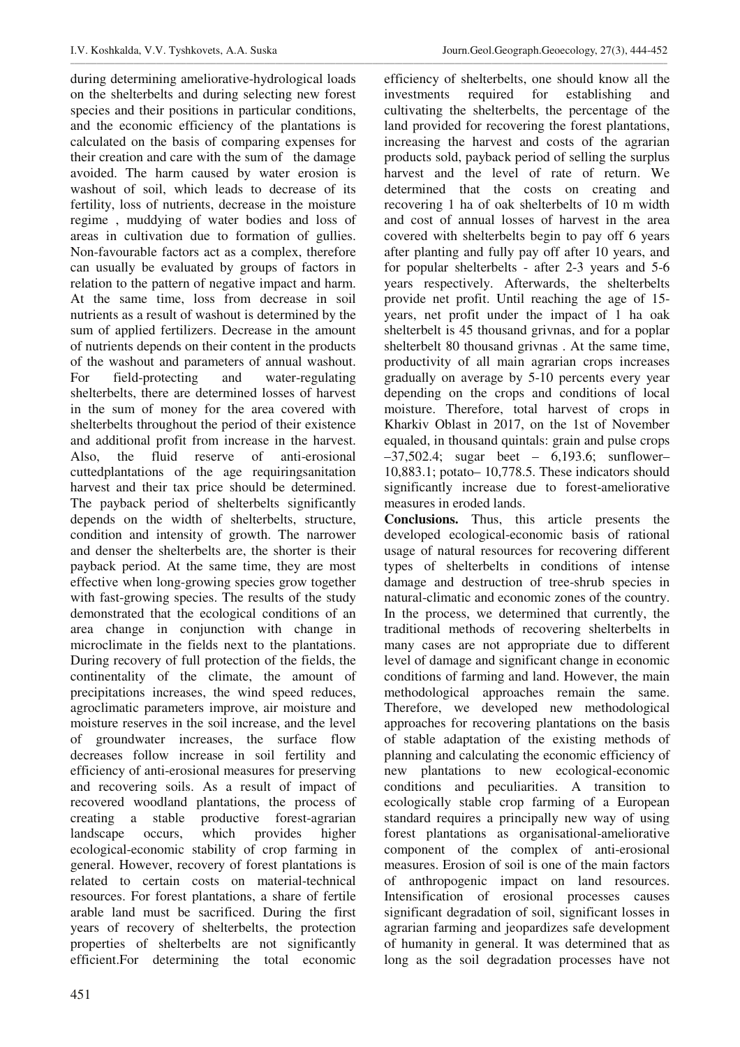during determining ameliorative-hydrological loads on the shelterbelts and during selecting new forest species and their positions in particular conditions, and the economic efficiency of the plantations is calculated on the basis of comparing expenses for their creation and care with the sum of the damage avoided. The harm caused by water erosion is washout of soil, which leads to decrease of its fertility, loss of nutrients, decrease in the moisture regime , muddying of water bodies and loss of areas in cultivation due to formation of gullies. Non-favourable factors act as a complex, therefore can usually be evaluated by groups of factors in relation to the pattern of negative impact and harm. At the same time, loss from decrease in soil nutrients as a result of washout is determined by the sum of applied fertilizers. Decrease in the amount of nutrients depends on their content in the products of the washout and parameters of annual washout. For field-protecting and water-regulating shelterbelts, there are determined losses of harvest in the sum of money for the area covered with shelterbelts throughout the period of their existence and additional profit from increase in the harvest. Also, the fluid reserve of anti-erosional cuttedplantations of the age requiringsanitation harvest and their tax price should be determined. The payback period of shelterbelts significantly depends on the width of shelterbelts, structure, condition and intensity of growth. The narrower and denser the shelterbelts are, the shorter is their payback period. At the same time, they are most effective when long-growing species grow together with fast-growing species. The results of the study demonstrated that the ecological conditions of an area change in conjunction with change in microclimate in the fields next to the plantations. During recovery of full protection of the fields, the continentality of the climate, the amount of precipitations increases, the wind speed reduces, agroclimatic parameters improve, air moisture and moisture reserves in the soil increase, and the level of groundwater increases, the surface flow decreases follow increase in soil fertility and efficiency of anti-erosional measures for preserving and recovering soils. As a result of impact of recovered woodland plantations, the process of creating a stable productive forest-agrarian landscape occurs, which provides higher ecological-economic stability of crop farming in general. However, recovery of forest plantations is related to certain costs on material-technical resources. For forest plantations, a share of fertile arable land must be sacrificed. During the first years of recovery of shelterbelts, the protection properties of shelterbelts are not significantly efficient.For determining the total economic efficiency of shelterbelts, one should know all the investments required for establishing and cultivating the shelterbelts, the percentage of the land provided for recovering the forest plantations, increasing the harvest and costs of the agrarian products sold, payback period of selling the surplus harvest and the level of rate of return. We determined that the costs on creating and recovering 1 ha of oak shelterbelts of 10 m width and cost of annual losses of harvest in the area covered with shelterbelts begin to pay off 6 years after planting and fully pay off after 10 years, and for popular shelterbelts - after 2-3 years and 5-6 years respectively. Afterwards, the shelterbelts provide net profit. Until reaching the age of 15-years, net profit under the impact of 1 ha oak shelterbelt is 45 thousand grivnas, and for a poplar shelterbelt 80 thousand grivnas . At the same time, productivity of all main agrarian crops increases gradually on average by 5-10 percents every year depending on the crops and conditions of local moisture. Therefore, total harvest of crops in Kharkiv Oblast in 2017, on the 1st of November equaled, in thousand quintals: grain and pulse crops –37,502.4; sugar beet – 6,193.6; sunflower– 10,883.1; potato– 10,778.5. These indicators should significantly increase due to forest-ameliorative measures in eroded lands.

**Conclusions.** Thus, this article presents the developed ecological-economic basis of rational usage of natural resources for recovering different types of shelterbelts in conditions of intense damage and destruction of tree-shrub species in natural-climatic and economic zones of the country. In the process, we determined that currently, the traditional methods of recovering shelterbelts in many cases are not appropriate due to different level of damage and significant change in economic conditions of farming and land. However, the main methodological approaches remain the same. Therefore, we developed new methodological approaches for recovering plantations on the basis of stable adaptation of the existing methods of planning and calculating the economic efficiency of new plantations to new ecological-economic conditions and peculiarities. A transition to ecologically stable crop farming of a European standard requires a principally new way of using forest plantations as organisational-ameliorative component of the complex of anti-erosional measures. Erosion of soil is one of the main factors of anthropogenic impact on land resources. Intensification of erosional processes causes significant degradation of soil, significant losses in agrarian farming and jeopardizes safe development of humanity in general. It was determined that as long as the soil degradation processes have not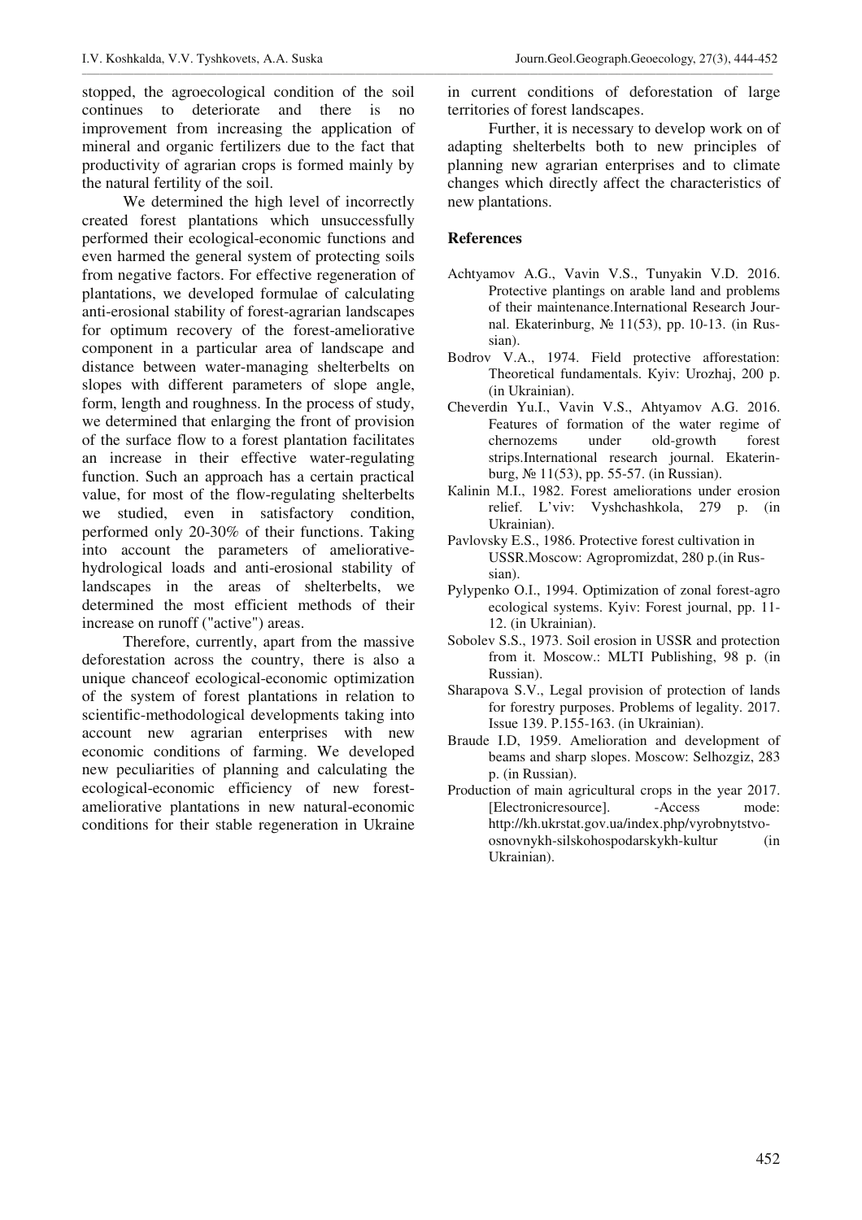stopped, the agroecological condition of the soil continues to deteriorate and there is no improvement from increasing the application of mineral and organic fertilizers due to the fact that productivity of agrarian crops is formed mainly by the natural fertility of the soil.

We determined the high level of incorrectly created forest plantations which unsuccessfully performed their ecological-economic functions and even harmed the general system of protecting soils from negative factors. For effective regeneration of plantations, we developed formulae of calculating anti-erosional stability of forest-agrarian landscapes for optimum recovery of the forest-ameliorative component in a particular area of landscape and distance between water-managing shelterbelts on slopes with different parameters of slope angle, form, length and roughness. In the process of study, we determined that enlarging the front of provision of the surface flow to a forest plantation facilitates an increase in their effective water-regulating function. Such an approach has a certain practical value, for most of the flow-regulating shelterbelts we studied, even in satisfactory condition, performed only 20-30% of their functions. Taking into account the parameters of ameliorative-hydrological loads and anti-erosional stability of landscapes in the areas of shelterbelts, we determined the most efficient methods of their increase on runoff ("active") areas.

Therefore, currently, apart from the massive deforestation across the country, there is also a unique chanceof ecological-economic optimization of the system of forest plantations in relation to scientific-methodological developments taking into account new agrarian enterprises with new economic conditions of farming. We developed new peculiarities of planning and calculating the ecological-economic efficiency of new forest-ameliorative plantations in new natural-economic conditions for their stable regeneration in Ukraine in current conditions of deforestation of large territories of forest landscapes.

Further, it is necessary to develop work on of adapting shelterbelts both to new principles of planning new agrarian enterprises and to climate changes which directly affect the characteristics of new plantations.

## References

Achtyamov A.G., Vavin V.S., Tunyakin V.D. 2016. Protective plantings on arable land and problems of their maintenance.International Research Journal. Ekaterinburg, № 11(53), pp. 10-13. (in Russian).

Bodrov V.A., 1974. Field protective afforestation: Theoretical fundamentals. Kyiv: Urozhaj, 200 p. (in Ukrainian).

Cheverdin Yu.I., Vavin V.S., Ahtyamov A.G. 2016. Features of formation of the water regime of chernozems under old-growth forest strips.International research journal. Ekaterinburg, № 11(53), pp. 55-57. (in Russian).

Kalinin M.I., 1982. Forest ameliorations under erosion relief. L'viv: Vyshchashkola, 279 p. (in Ukrainian).

Pavlovsky E.S., 1986. Protective forest cultivation in USSR.Moscow: Agropromizdat, 280 p.(in Russian).

Pylypenko O.I., 1994. Optimization of zonal forest-agro ecological systems. Kyiv: Forest journal, pp. 11-12. (in Ukrainian).

Sobolev S.S., 1973. Soil erosion in USSR and protection from it. Moscow.: MLTI Publishing, 98 p. (in Russian).

Sharapova S.V., Legal provision of protection of lands for forestry purposes. Problems of legality. 2017. Issue 139. P.155-163. (in Ukrainian).

Braude I.D, 1959. Amelioration and development of beams and sharp slopes. Moscow: Selhozgiz, 283 p. (in Russian).

Production of main agricultural crops in the year 2017. [Electronicresource]. -Access mode: http://kh.ukrstat.gov.ua/index.php/vyrobnytstvo-osnovnykh-silskohospodarskykh-kultur (in Ukrainian).